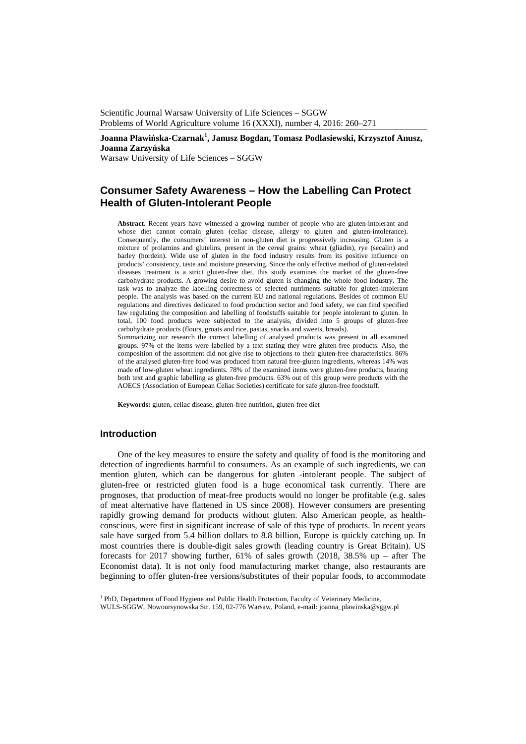Scientific Journal Warsaw University of Life Sciences – SGGW
Problems of World Agriculture volume 16 (XXXI), number 4, 2016: 260–271

**Joanna Pławińska-Czarnak[1], Janusz Bogdan, Tomasz Podlasiewski, Krzysztof Anusz, Joanna Zarzyńska**
Warsaw University of Life Sciences – SGGW

# Consumer Safety Awareness – How the Labelling Can Protect Health of Gluten-Intolerant People

**Abstract.** Recent years have witnessed a growing number of people who are gluten-intolerant and whose diet cannot contain gluten (celiac disease, allergy to gluten and gluten-intolerance). Consequently, the consumers' interest in non-gluten diet is progressively increasing. Gluten is a mixture of prolamins and glutelins, present in the cereal grains: wheat (gliadin), rye (secalin) and barley (hordein). Wide use of gluten in the food industry results from its positive influence on products' consistency, taste and moisture preserving. Since the only effective method of gluten-related diseases treatment is a strict gluten-free diet, this study examines the market of the gluten-free carbohydrate products. A growing desire to avoid gluten is changing the whole food industry. The task was to analyze the labelling correctness of selected nutriments suitable for gluten-intolerant people. The analysis was based on the current EU and national regulations. Besides of common EU regulations and directives dedicated to food production sector and food safety, we can find specified law regulating the composition and labelling of foodstuffs suitable for people intolerant to gluten. In total, 100 food products were subjected to the analysis, divided into 5 groups of gluten-free carbohydrate products (flours, groats and rice, pastas, snacks and sweets, breads).

Summarizing our research the correct labelling of analysed products was present in all examined groups. 97% of the items were labelled by a text stating they were gluten-free products. Also, the composition of the assortment did not give rise to objections to their gluten-free characteristics. 86% of the analysed gluten-free food was produced from natural free-gluten ingredients, whereas 14% was made of low-gluten wheat ingredients. 78% of the examined items were gluten-free products, bearing both text and graphic labelling as gluten-free products. 63% out of this group were products with the AOECS (Association of European Celiac Societies) certificate for safe gluten-free foodstuff.

**Keywords:** gluten, celiac disease, gluten-free nutrition, gluten-free diet

## Introduction

One of the key measures to ensure the safety and quality of food is the monitoring and detection of ingredients harmful to consumers. As an example of such ingredients, we can mention gluten, which can be dangerous for gluten -intolerant people. The subject of gluten-free or restricted gluten food is a huge economical task currently. There are prognoses, that production of meat-free products would no longer be profitable (e.g. sales of meat alternative have flattened in US since 2008). However consumers are presenting rapidly growing demand for products without gluten. Also American people, as health-conscious, were first in significant increase of sale of this type of products. In recent years sale have surged from 5.4 billion dollars to 8.8 billion, Europe is quickly catching up. In most countries there is double-digit sales growth (leading country is Great Britain). US forecasts for 2017 showing further, 61% of sales growth (2018, 38.5% up – after The Economist data). It is not only food manufacturing market change, also restaurants are beginning to offer gluten-free versions/substitutes of their popular foods, to accommodate

[1] PhD, Department of Food Hygiene and Public Health Protection, Faculty of Veterinary Medicine, WULS-SGGW, Nowoursynowska Str. 159, 02-776 Warsaw, Poland, e-mail: joanna_plawinska@sggw.pl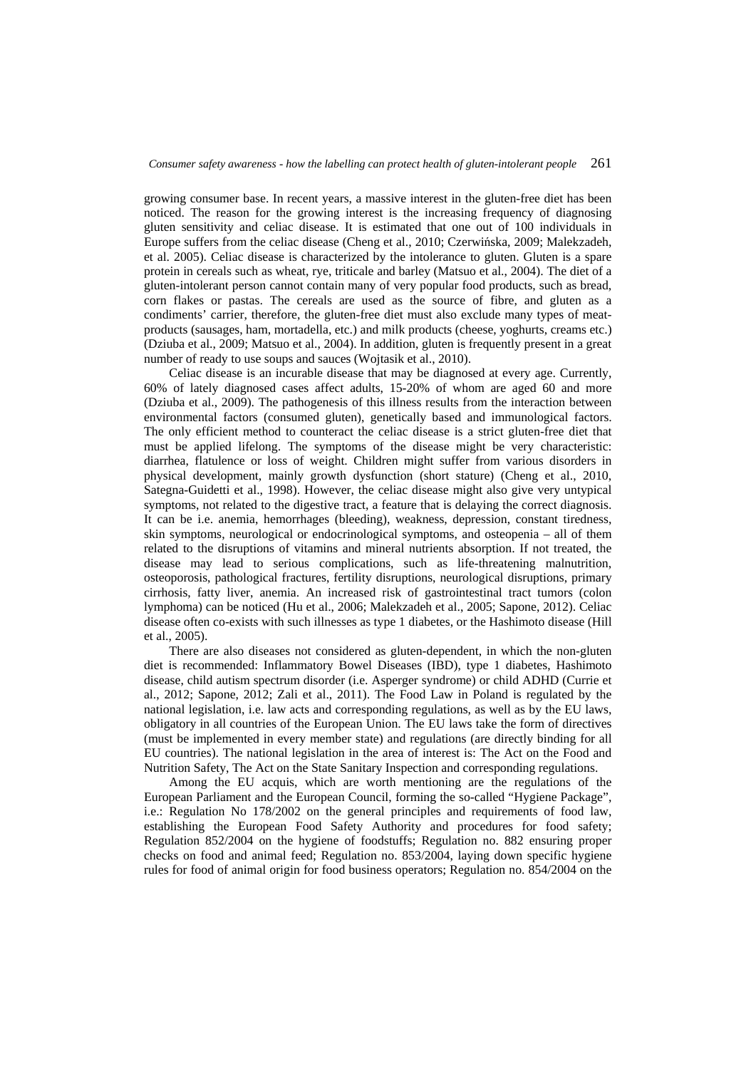growing consumer base. In recent years, a massive interest in the gluten-free diet has been noticed. The reason for the growing interest is the increasing frequency of diagnosing gluten sensitivity and celiac disease. It is estimated that one out of 100 individuals in Europe suffers from the celiac disease (Cheng et al., 2010; Czerwińska, 2009; Malekzadeh, et al. 2005). Celiac disease is characterized by the intolerance to gluten. Gluten is a spare protein in cereals such as wheat, rye, triticale and barley (Matsuo et al., 2004). The diet of a gluten-intolerant person cannot contain many of very popular food products, such as bread, corn flakes or pastas. The cereals are used as the source of fibre, and gluten as a condiments' carrier, therefore, the gluten-free diet must also exclude many types of meat-products (sausages, ham, mortadella, etc.) and milk products (cheese, yoghurts, creams etc.) (Dziuba et al., 2009; Matsuo et al., 2004). In addition, gluten is frequently present in a great number of ready to use soups and sauces (Wojtasik et al., 2010).

Celiac disease is an incurable disease that may be diagnosed at every age. Currently, 60% of lately diagnosed cases affect adults, 15-20% of whom are aged 60 and more (Dziuba et al., 2009). The pathogenesis of this illness results from the interaction between environmental factors (consumed gluten), genetically based and immunological factors. The only efficient method to counteract the celiac disease is a strict gluten-free diet that must be applied lifelong. The symptoms of the disease might be very characteristic: diarrhea, flatulence or loss of weight. Children might suffer from various disorders in physical development, mainly growth dysfunction (short stature) (Cheng et al., 2010, Sategna-Guidetti et al., 1998). However, the celiac disease might also give very untypical symptoms, not related to the digestive tract, a feature that is delaying the correct diagnosis. It can be i.e. anemia, hemorrhages (bleeding), weakness, depression, constant tiredness, skin symptoms, neurological or endocrinological symptoms, and osteopenia – all of them related to the disruptions of vitamins and mineral nutrients absorption. If not treated, the disease may lead to serious complications, such as life-threatening malnutrition, osteoporosis, pathological fractures, fertility disruptions, neurological disruptions, primary cirrhosis, fatty liver, anemia. An increased risk of gastrointestinal tract tumors (colon lymphoma) can be noticed (Hu et al., 2006; Malekzadeh et al., 2005; Sapone, 2012). Celiac disease often co-exists with such illnesses as type 1 diabetes, or the Hashimoto disease (Hill et al., 2005).

There are also diseases not considered as gluten-dependent, in which the non-gluten diet is recommended: Inflammatory Bowel Diseases (IBD), type 1 diabetes, Hashimoto disease, child autism spectrum disorder (i.e. Asperger syndrome) or child ADHD (Currie et al., 2012; Sapone, 2012; Zali et al., 2011). The Food Law in Poland is regulated by the national legislation, i.e. law acts and corresponding regulations, as well as by the EU laws, obligatory in all countries of the European Union. The EU laws take the form of directives (must be implemented in every member state) and regulations (are directly binding for all EU countries). The national legislation in the area of interest is: The Act on the Food and Nutrition Safety, The Act on the State Sanitary Inspection and corresponding regulations.

Among the EU acquis, which are worth mentioning are the regulations of the European Parliament and the European Council, forming the so-called "Hygiene Package", i.e.: Regulation No 178/2002 on the general principles and requirements of food law, establishing the European Food Safety Authority and procedures for food safety; Regulation 852/2004 on the hygiene of foodstuffs; Regulation no. 882 ensuring proper checks on food and animal feed; Regulation no. 853/2004, laying down specific hygiene rules for food of animal origin for food business operators; Regulation no. 854/2004 on the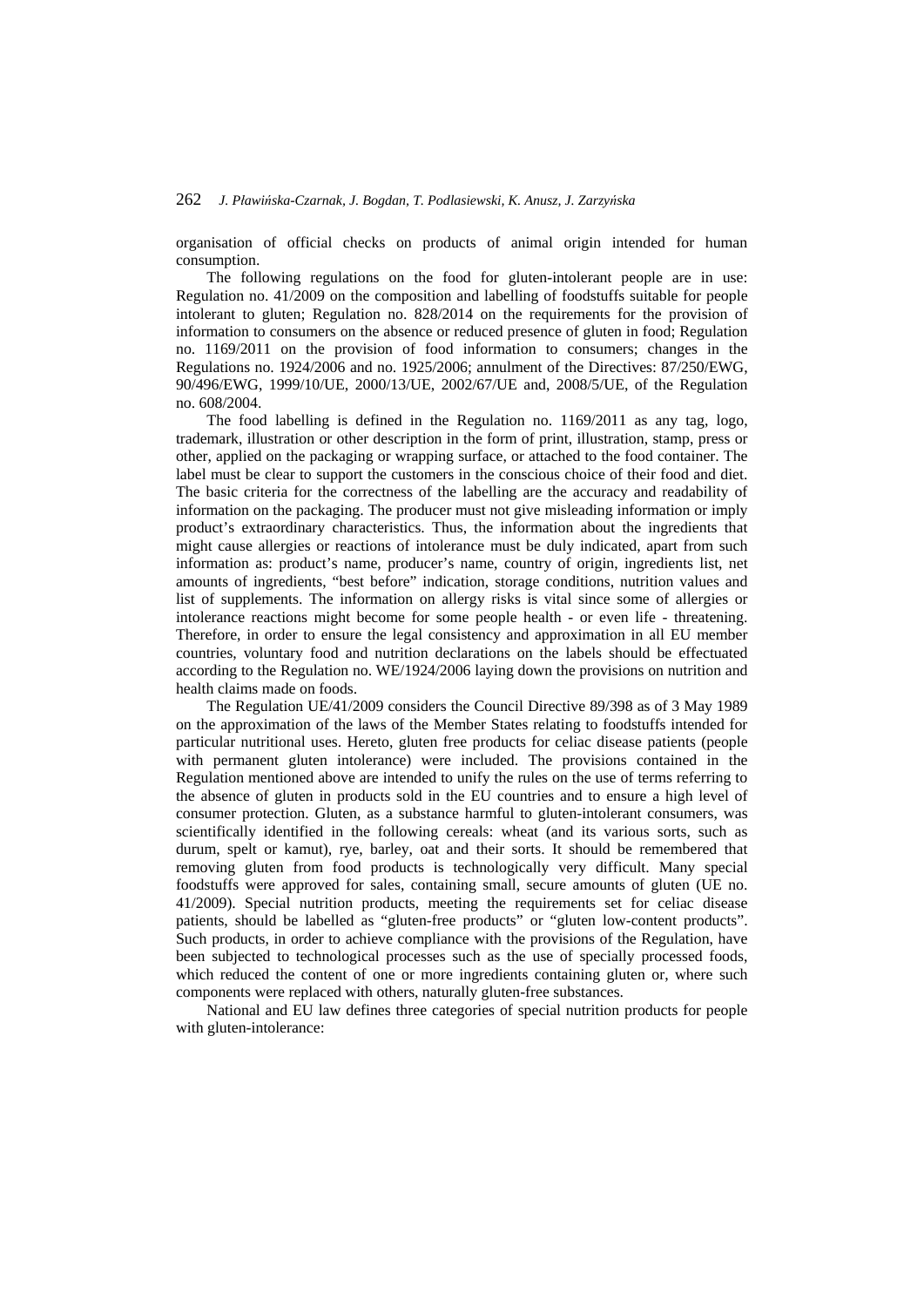organisation of official checks on products of animal origin intended for human consumption.

The following regulations on the food for gluten-intolerant people are in use: Regulation no. 41/2009 on the composition and labelling of foodstuffs suitable for people intolerant to gluten; Regulation no. 828/2014 on the requirements for the provision of information to consumers on the absence or reduced presence of gluten in food; Regulation no. 1169/2011 on the provision of food information to consumers; changes in the Regulations no. 1924/2006 and no. 1925/2006; annulment of the Directives: 87/250/EWG, 90/496/EWG, 1999/10/UE, 2000/13/UE, 2002/67/UE and, 2008/5/UE, of the Regulation no. 608/2004.

The food labelling is defined in the Regulation no. 1169/2011 as any tag, logo, trademark, illustration or other description in the form of print, illustration, stamp, press or other, applied on the packaging or wrapping surface, or attached to the food container. The label must be clear to support the customers in the conscious choice of their food and diet. The basic criteria for the correctness of the labelling are the accuracy and readability of information on the packaging. The producer must not give misleading information or imply product's extraordinary characteristics. Thus, the information about the ingredients that might cause allergies or reactions of intolerance must be duly indicated, apart from such information as: product's name, producer's name, country of origin, ingredients list, net amounts of ingredients, "best before" indication, storage conditions, nutrition values and list of supplements. The information on allergy risks is vital since some of allergies or intolerance reactions might become for some people health - or even life - threatening. Therefore, in order to ensure the legal consistency and approximation in all EU member countries, voluntary food and nutrition declarations on the labels should be effectuated according to the Regulation no. WE/1924/2006 laying down the provisions on nutrition and health claims made on foods.

The Regulation UE/41/2009 considers the Council Directive 89/398 as of 3 May 1989 on the approximation of the laws of the Member States relating to foodstuffs intended for particular nutritional uses. Hereto, gluten free products for celiac disease patients (people with permanent gluten intolerance) were included. The provisions contained in the Regulation mentioned above are intended to unify the rules on the use of terms referring to the absence of gluten in products sold in the EU countries and to ensure a high level of consumer protection. Gluten, as a substance harmful to gluten-intolerant consumers, was scientifically identified in the following cereals: wheat (and its various sorts, such as durum, spelt or kamut), rye, barley, oat and their sorts. It should be remembered that removing gluten from food products is technologically very difficult. Many special foodstuffs were approved for sales, containing small, secure amounts of gluten (UE no. 41/2009). Special nutrition products, meeting the requirements set for celiac disease patients, should be labelled as "gluten-free products" or "gluten low-content products". Such products, in order to achieve compliance with the provisions of the Regulation, have been subjected to technological processes such as the use of specially processed foods, which reduced the content of one or more ingredients containing gluten or, where such components were replaced with others, naturally gluten-free substances.

National and EU law defines three categories of special nutrition products for people with gluten-intolerance: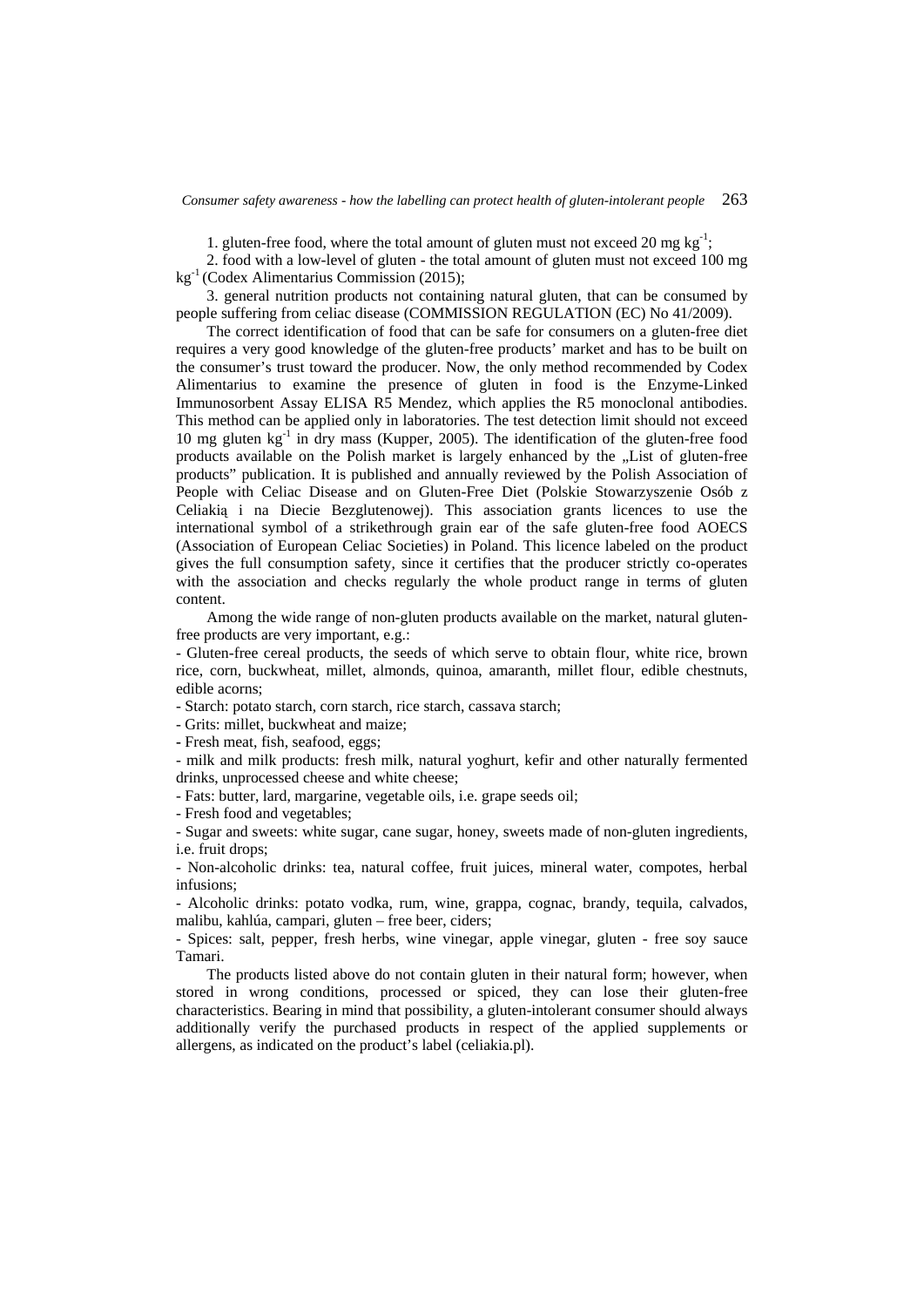1. gluten-free food, where the total amount of gluten must not exceed 20 mg $kg^{-1}$;

2. food with a low-level of gluten - the total amount of gluten must not exceed 100 mg $kg^{-1}$ (Codex Alimentarius Commission (2015);

3. general nutrition products not containing natural gluten, that can be consumed by people suffering from celiac disease (COMMISSION REGULATION (EC) No 41/2009).

The correct identification of food that can be safe for consumers on a gluten-free diet requires a very good knowledge of the gluten-free products' market and has to be built on the consumer's trust toward the producer. Now, the only method recommended by Codex Alimentarius to examine the presence of gluten in food is the Enzyme-Linked Immunosorbent Assay ELISA R5 Mendez, which applies the R5 monoclonal antibodies. This method can be applied only in laboratories. The test detection limit should not exceed 10 mg gluten $kg^{-1}$ in dry mass (Kupper, 2005). The identification of the gluten-free food products available on the Polish market is largely enhanced by the „List of gluten-free products" publication. It is published and annually reviewed by the Polish Association of People with Celiac Disease and on Gluten-Free Diet (Polskie Stowarzyszenie Osób z Celiakią i na Diecie Bezglutenowej). This association grants licences to use the international symbol of a strikethrough grain ear of the safe gluten-free food AOECS (Association of European Celiac Societies) in Poland. This licence labeled on the product gives the full consumption safety, since it certifies that the producer strictly co-operates with the association and checks regularly the whole product range in terms of gluten content.

Among the wide range of non-gluten products available on the market, natural gluten-free products are very important, e.g.:

- Gluten-free cereal products, the seeds of which serve to obtain flour, white rice, brown rice, corn, buckwheat, millet, almonds, quinoa, amaranth, millet flour, edible chestnuts, edible acorns;
- Starch: potato starch, corn starch, rice starch, cassava starch;
- Grits: millet, buckwheat and maize;
- Fresh meat, fish, seafood, eggs;
- milk and milk products: fresh milk, natural yoghurt, kefir and other naturally fermented drinks, unprocessed cheese and white cheese;
- Fats: butter, lard, margarine, vegetable oils, i.e. grape seeds oil;
- Fresh food and vegetables;
- Sugar and sweets: white sugar, cane sugar, honey, sweets made of non-gluten ingredients, i.e. fruit drops;
- Non-alcoholic drinks: tea, natural coffee, fruit juices, mineral water, compotes, herbal infusions;
- Alcoholic drinks: potato vodka, rum, wine, grappa, cognac, brandy, tequila, calvados, malibu, kahlúa, campari, gluten – free beer, ciders;
- Spices: salt, pepper, fresh herbs, wine vinegar, apple vinegar, gluten - free soy sauce Tamari.

The products listed above do not contain gluten in their natural form; however, when stored in wrong conditions, processed or spiced, they can lose their gluten-free characteristics. Bearing in mind that possibility, a gluten-intolerant consumer should always additionally verify the purchased products in respect of the applied supplements or allergens, as indicated on the product's label (celiakia.pl).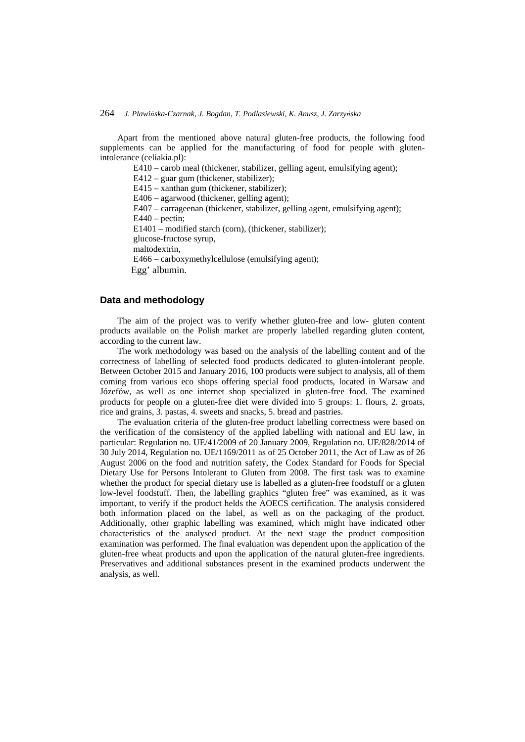Apart from the mentioned above natural gluten-free products, the following food supplements can be applied for the manufacturing of food for people with gluten-intolerance (celiakia.pl):

E410 – carob meal (thickener, stabilizer, gelling agent, emulsifying agent);
E412 – guar gum (thickener, stabilizer);
E415 – xanthan gum (thickener, stabilizer);
E406 – agarwood (thickener, gelling agent);
E407 – carrageenan (thickener, stabilizer, gelling agent, emulsifying agent);
E440 – pectin;
E1401 – modified starch (corn), (thickener, stabilizer);
glucose-fructose syrup,
maltodextrin,
E466 – carboxymethylcellulose (emulsifying agent);
Egg' albumin.

## Data and methodology

The aim of the project was to verify whether gluten-free and low- gluten content products available on the Polish market are properly labelled regarding gluten content, according to the current law.

The work methodology was based on the analysis of the labelling content and of the correctness of labelling of selected food products dedicated to gluten-intolerant people. Between October 2015 and January 2016, 100 products were subject to analysis, all of them coming from various eco shops offering special food products, located in Warsaw and Józefów, as well as one internet shop specialized in gluten-free food. The examined products for people on a gluten-free diet were divided into 5 groups: 1. flours, 2. groats, rice and grains, 3. pastas, 4. sweets and snacks, 5. bread and pastries.

The evaluation criteria of the gluten-free product labelling correctness were based on the verification of the consistency of the applied labelling with national and EU law, in particular: Regulation no. UE/41/2009 of 20 January 2009, Regulation no. UE/828/2014 of 30 July 2014, Regulation no. UE/1169/2011 as of 25 October 2011, the Act of Law as of 26 August 2006 on the food and nutrition safety, the Codex Standard for Foods for Special Dietary Use for Persons Intolerant to Gluten from 2008. The first task was to examine whether the product for special dietary use is labelled as a gluten-free foodstuff or a gluten low-level foodstuff. Then, the labelling graphics "gluten free" was examined, as it was important, to verify if the product helds the AOECS certification. The analysis considered both information placed on the label, as well as on the packaging of the product. Additionally, other graphic labelling was examined, which might have indicated other characteristics of the analysed product. At the next stage the product composition examination was performed. The final evaluation was dependent upon the application of the gluten-free wheat products and upon the application of the natural gluten-free ingredients. Preservatives and additional substances present in the examined products underwent the analysis, as well.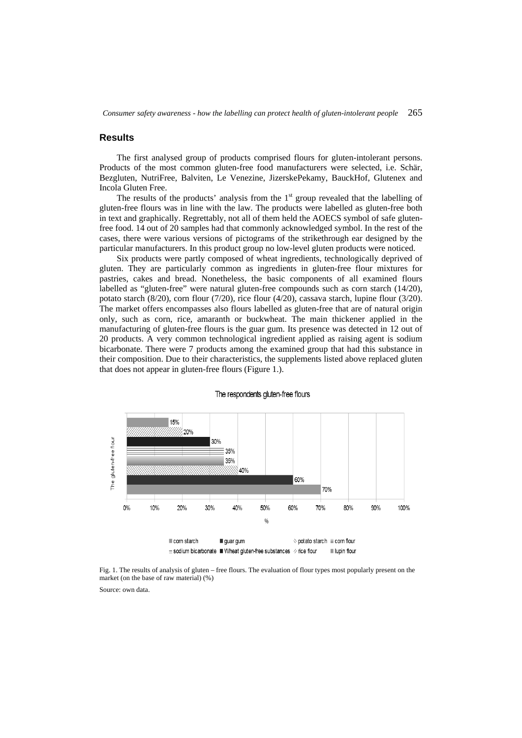## Results

The first analysed group of products comprised flours for gluten-intolerant persons. Products of the most common gluten-free food manufacturers were selected, i.e. Schär, Bezgluten, NutriFree, Balviten, Le Venezine, JizerskePekamy, BauckHof, Glutenex and Incola Gluten Free.

The results of the products' analysis from the 1st group revealed that the labelling of gluten-free flours was in line with the law. The products were labelled as gluten-free both in text and graphically. Regrettably, not all of them held the AOECS symbol of safe gluten-free food. 14 out of 20 samples had that commonly acknowledged symbol. In the rest of the cases, there were various versions of pictograms of the strikethrough ear designed by the particular manufacturers. In this product group no low-level gluten products were noticed.

Six products were partly composed of wheat ingredients, technologically deprived of gluten. They are particularly common as ingredients in gluten-free flour mixtures for pastries, cakes and bread. Nonetheless, the basic components of all examined flours labelled as "gluten-free" were natural gluten-free compounds such as corn starch (14/20), potato starch (8/20), corn flour (7/20), rice flour (4/20), cassava starch, lupine flour (3/20). The market offers encompasses also flours labelled as gluten-free that are of natural origin only, such as corn, rice, amaranth or buckwheat. The main thickener applied in the manufacturing of gluten-free flours is the guar gum. Its presence was detected in 12 out of 20 products. A very common technological ingredient applied as raising agent is sodium bicarbonate. There were 7 products among the examined group that had this substance in their composition. Due to their characteristics, the supplements listed above replaced gluten that does not appear in gluten-free flours (Figure 1.).

The respondents gluten-free flours

| The gluten-free flour | % |
|---|---|
| lupin flour | 15% |
| rice flour | 20% |
| Wheat gluten-free substances | 30% |
| sodium bicarbonate | 35% |
| corn flour | 35% |
| potato starch | 40% |
| guar gum | 60% |
| corn starch | 70% |

Fig. 1. The results of analysis of gluten – free flours. The evaluation of flour types most popularly present on the market (on the base of raw material) (%)

Source: own data.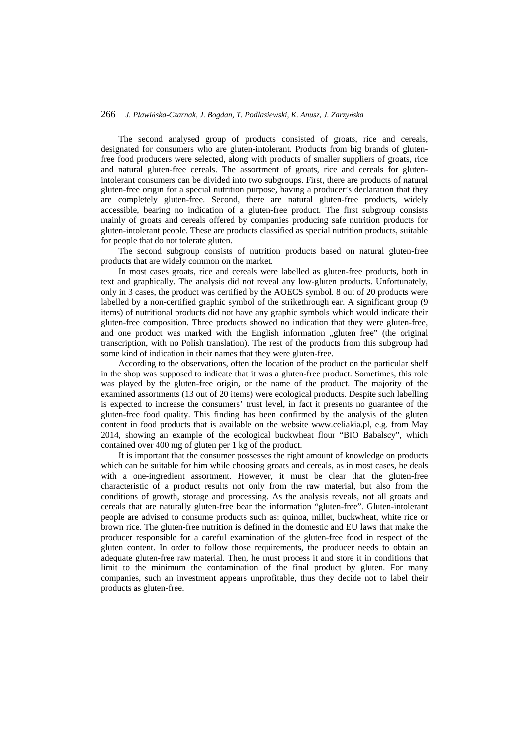The second analysed group of products consisted of groats, rice and cereals, designated for consumers who are gluten-intolerant. Products from big brands of gluten-free food producers were selected, along with products of smaller suppliers of groats, rice and natural gluten-free cereals. The assortment of groats, rice and cereals for gluten-intolerant consumers can be divided into two subgroups. First, there are products of natural gluten-free origin for a special nutrition purpose, having a producer's declaration that they are completely gluten-free. Second, there are natural gluten-free products, widely accessible, bearing no indication of a gluten-free product. The first subgroup consists mainly of groats and cereals offered by companies producing safe nutrition products for gluten-intolerant people. These are products classified as special nutrition products, suitable for people that do not tolerate gluten.

The second subgroup consists of nutrition products based on natural gluten-free products that are widely common on the market.

In most cases groats, rice and cereals were labelled as gluten-free products, both in text and graphically. The analysis did not reveal any low-gluten products. Unfortunately, only in 3 cases, the product was certified by the AOECS symbol. 8 out of 20 products were labelled by a non-certified graphic symbol of the strikethrough ear. A significant group (9 items) of nutritional products did not have any graphic symbols which would indicate their gluten-free composition. Three products showed no indication that they were gluten-free, and one product was marked with the English information „gluten free" (the original transcription, with no Polish translation). The rest of the products from this subgroup had some kind of indication in their names that they were gluten-free.

According to the observations, often the location of the product on the particular shelf in the shop was supposed to indicate that it was a gluten-free product. Sometimes, this role was played by the gluten-free origin, or the name of the product. The majority of the examined assortments (13 out of 20 items) were ecological products. Despite such labelling is expected to increase the consumers' trust level, in fact it presents no guarantee of the gluten-free food quality. This finding has been confirmed by the analysis of the gluten content in food products that is available on the website www.celiakia.pl, e.g. from May 2014, showing an example of the ecological buckwheat flour "BIO Babalscy", which contained over 400 mg of gluten per 1 kg of the product.

It is important that the consumer possesses the right amount of knowledge on products which can be suitable for him while choosing groats and cereals, as in most cases, he deals with a one-ingredient assortment. However, it must be clear that the gluten-free characteristic of a product results not only from the raw material, but also from the conditions of growth, storage and processing. As the analysis reveals, not all groats and cereals that are naturally gluten-free bear the information "gluten-free". Gluten-intolerant people are advised to consume products such as: quinoa, millet, buckwheat, white rice or brown rice. The gluten-free nutrition is defined in the domestic and EU laws that make the producer responsible for a careful examination of the gluten-free food in respect of the gluten content. In order to follow those requirements, the producer needs to obtain an adequate gluten-free raw material. Then, he must process it and store it in conditions that limit to the minimum the contamination of the final product by gluten. For many companies, such an investment appears unprofitable, thus they decide not to label their products as gluten-free.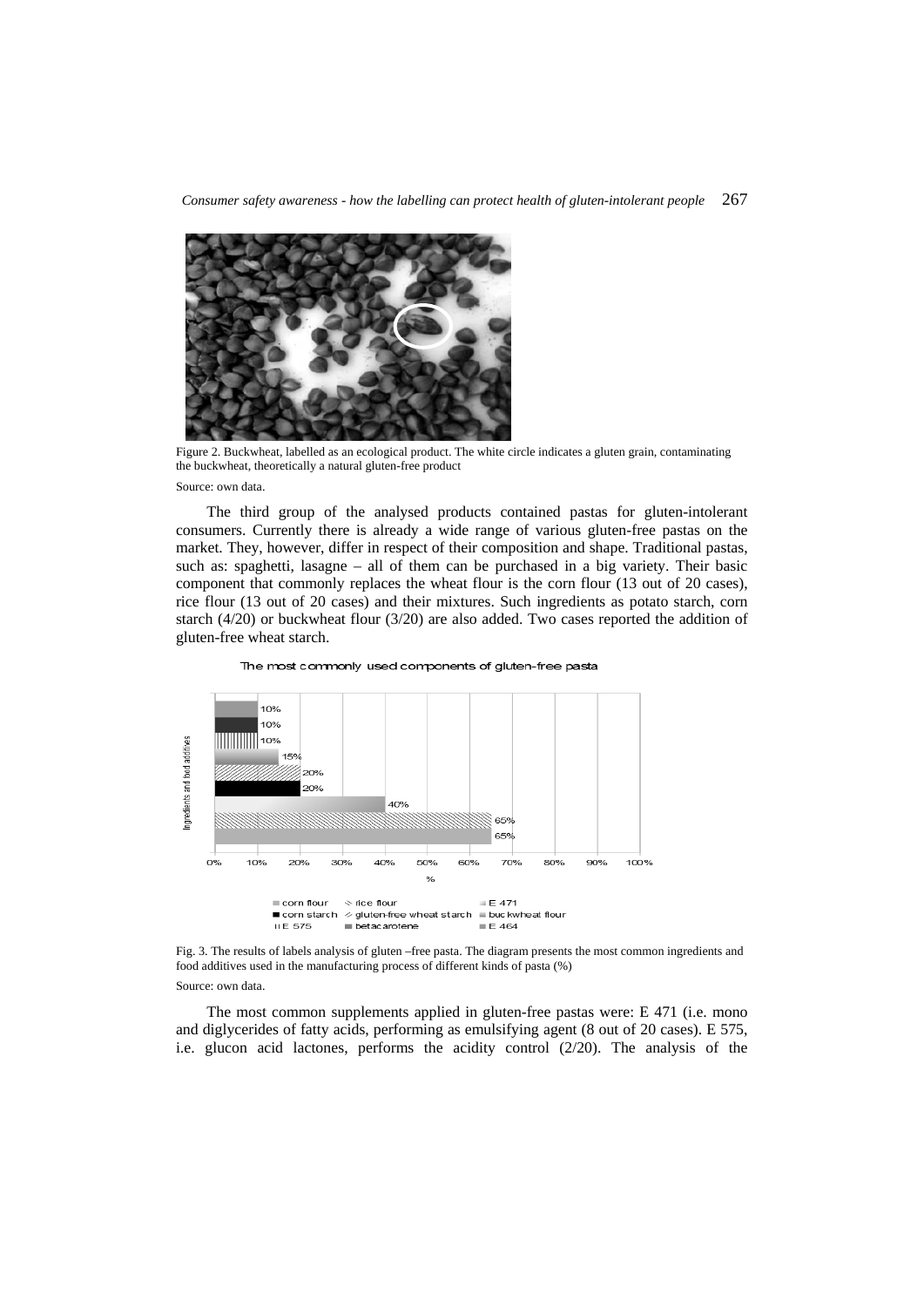Figure 2. Buckwheat, labelled as an ecological product. The white circle indicates a gluten grain, contaminating the buckwheat, theoretically a natural gluten-free product

Source: own data.

The third group of the analysed products contained pastas for gluten-intolerant consumers. Currently there is already a wide range of various gluten-free pastas on the market. They, however, differ in respect of their composition and shape. Traditional pastas, such as: spaghetti, lasagne – all of them can be purchased in a big variety. Their basic component that commonly replaces the wheat flour is the corn flour (13 out of 20 cases), rice flour (13 out of 20 cases) and their mixtures. Such ingredients as potato starch, corn starch (4/20) or buckwheat flour (3/20) are also added. Two cases reported the addition of gluten-free wheat starch.

Fig. 3. The results of labels analysis of gluten –free pasta. The diagram presents the most common ingredients and food additives used in the manufacturing process of different kinds of pasta (%)

Source: own data.

The most common supplements applied in gluten-free pastas were: E 471 (i.e. mono and diglycerides of fatty acids, performing as emulsifying agent (8 out of 20 cases). E 575, i.e. glucon acid lactones, performs the acidity control (2/20). The analysis of the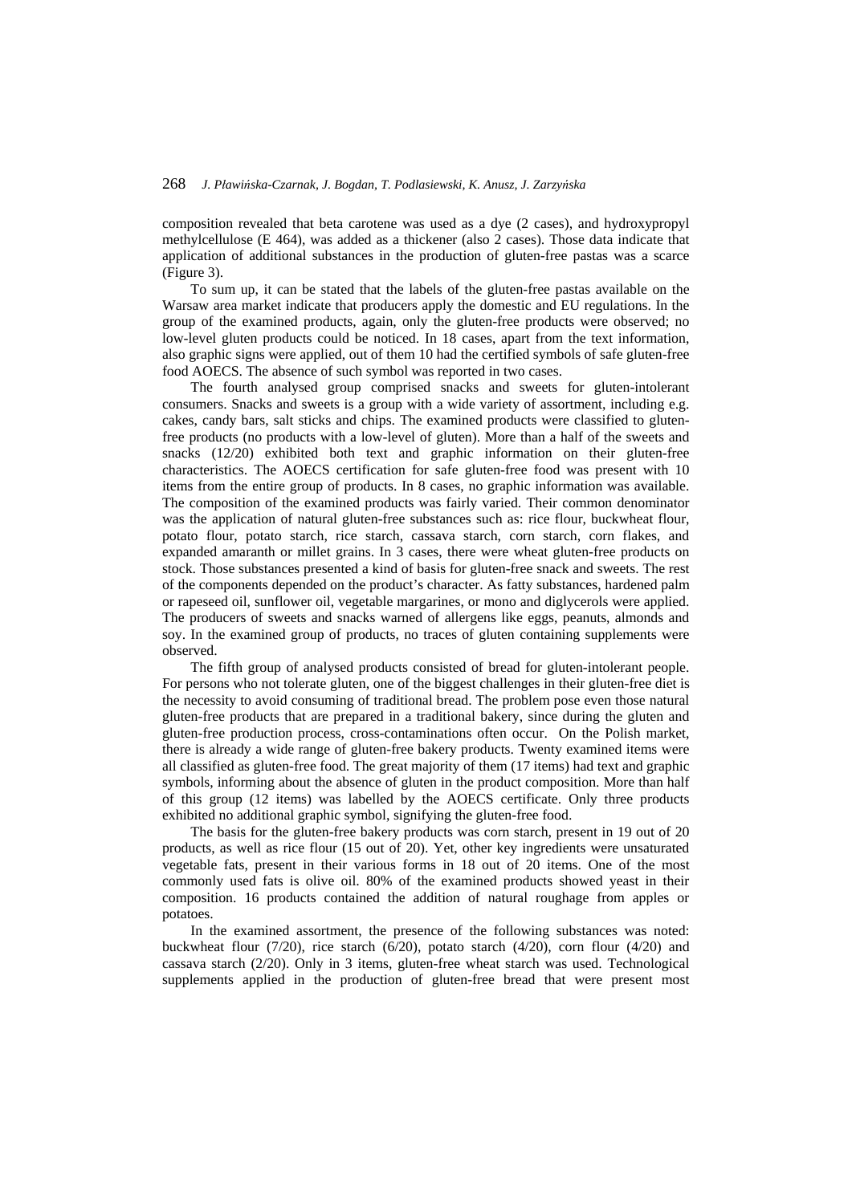composition revealed that beta carotene was used as a dye (2 cases), and hydroxypropyl methylcellulose (E 464), was added as a thickener (also 2 cases). Those data indicate that application of additional substances in the production of gluten-free pastas was a scarce (Figure 3).

To sum up, it can be stated that the labels of the gluten-free pastas available on the Warsaw area market indicate that producers apply the domestic and EU regulations. In the group of the examined products, again, only the gluten-free products were observed; no low-level gluten products could be noticed. In 18 cases, apart from the text information, also graphic signs were applied, out of them 10 had the certified symbols of safe gluten-free food AOECS. The absence of such symbol was reported in two cases.

The fourth analysed group comprised snacks and sweets for gluten-intolerant consumers. Snacks and sweets is a group with a wide variety of assortment, including e.g. cakes, candy bars, salt sticks and chips. The examined products were classified to gluten-free products (no products with a low-level of gluten). More than a half of the sweets and snacks (12/20) exhibited both text and graphic information on their gluten-free characteristics. The AOECS certification for safe gluten-free food was present with 10 items from the entire group of products. In 8 cases, no graphic information was available. The composition of the examined products was fairly varied. Their common denominator was the application of natural gluten-free substances such as: rice flour, buckwheat flour, potato flour, potato starch, rice starch, cassava starch, corn starch, corn flakes, and expanded amaranth or millet grains. In 3 cases, there were wheat gluten-free products on stock. Those substances presented a kind of basis for gluten-free snack and sweets. The rest of the components depended on the product's character. As fatty substances, hardened palm or rapeseed oil, sunflower oil, vegetable margarines, or mono and diglycerols were applied. The producers of sweets and snacks warned of allergens like eggs, peanuts, almonds and soy. In the examined group of products, no traces of gluten containing supplements were observed.

The fifth group of analysed products consisted of bread for gluten-intolerant people. For persons who not tolerate gluten, one of the biggest challenges in their gluten-free diet is the necessity to avoid consuming of traditional bread. The problem pose even those natural gluten-free products that are prepared in a traditional bakery, since during the gluten and gluten-free production process, cross-contaminations often occur. On the Polish market, there is already a wide range of gluten-free bakery products. Twenty examined items were all classified as gluten-free food. The great majority of them (17 items) had text and graphic symbols, informing about the absence of gluten in the product composition. More than half of this group (12 items) was labelled by the AOECS certificate. Only three products exhibited no additional graphic symbol, signifying the gluten-free food.

The basis for the gluten-free bakery products was corn starch, present in 19 out of 20 products, as well as rice flour (15 out of 20). Yet, other key ingredients were unsaturated vegetable fats, present in their various forms in 18 out of 20 items. One of the most commonly used fats is olive oil. 80% of the examined products showed yeast in their composition. 16 products contained the addition of natural roughage from apples or potatoes.

In the examined assortment, the presence of the following substances was noted: buckwheat flour (7/20), rice starch (6/20), potato starch (4/20), corn flour (4/20) and cassava starch (2/20). Only in 3 items, gluten-free wheat starch was used. Technological supplements applied in the production of gluten-free bread that were present most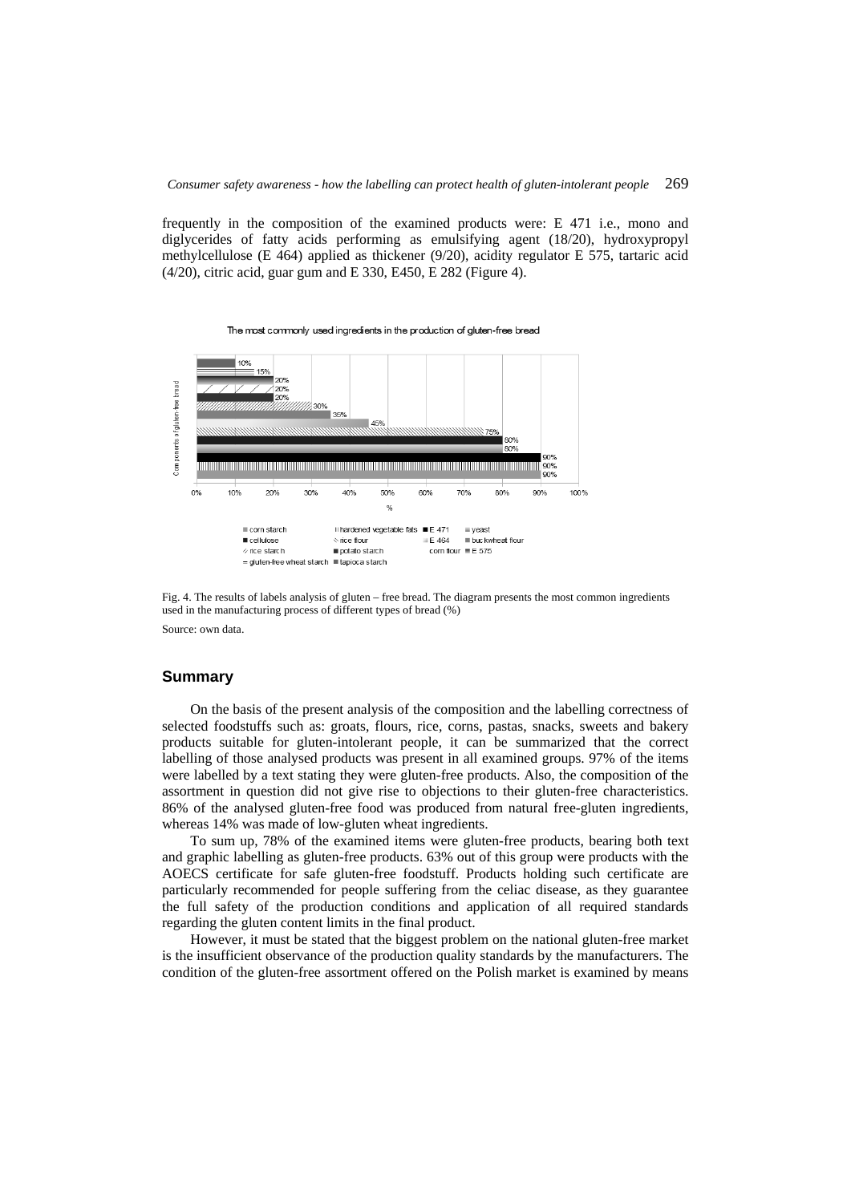frequently in the composition of the examined products were: E 471 i.e., mono and diglycerides of fatty acids performing as emulsifying agent (18/20), hydroxypropyl methylcellulose (E 464) applied as thickener (9/20), acidity regulator E 575, tartaric acid (4/20), citric acid, guar gum and E 330, E450, E 282 (Figure 4).

Fig. 4. The results of labels analysis of gluten – free bread. The diagram presents the most common ingredients used in the manufacturing process of different types of bread (%)

Source: own data.

## Summary

On the basis of the present analysis of the composition and the labelling correctness of selected foodstuffs such as: groats, flours, rice, corns, pastas, snacks, sweets and bakery products suitable for gluten-intolerant people, it can be summarized that the correct labelling of those analysed products was present in all examined groups. 97% of the items were labelled by a text stating they were gluten-free products. Also, the composition of the assortment in question did not give rise to objections to their gluten-free characteristics. 86% of the analysed gluten-free food was produced from natural free-gluten ingredients, whereas 14% was made of low-gluten wheat ingredients.

To sum up, 78% of the examined items were gluten-free products, bearing both text and graphic labelling as gluten-free products. 63% out of this group were products with the AOECS certificate for safe gluten-free foodstuff. Products holding such certificate are particularly recommended for people suffering from the celiac disease, as they guarantee the full safety of the production conditions and application of all required standards regarding the gluten content limits in the final product.

However, it must be stated that the biggest problem on the national gluten-free market is the insufficient observance of the production quality standards by the manufacturers. The condition of the gluten-free assortment offered on the Polish market is examined by means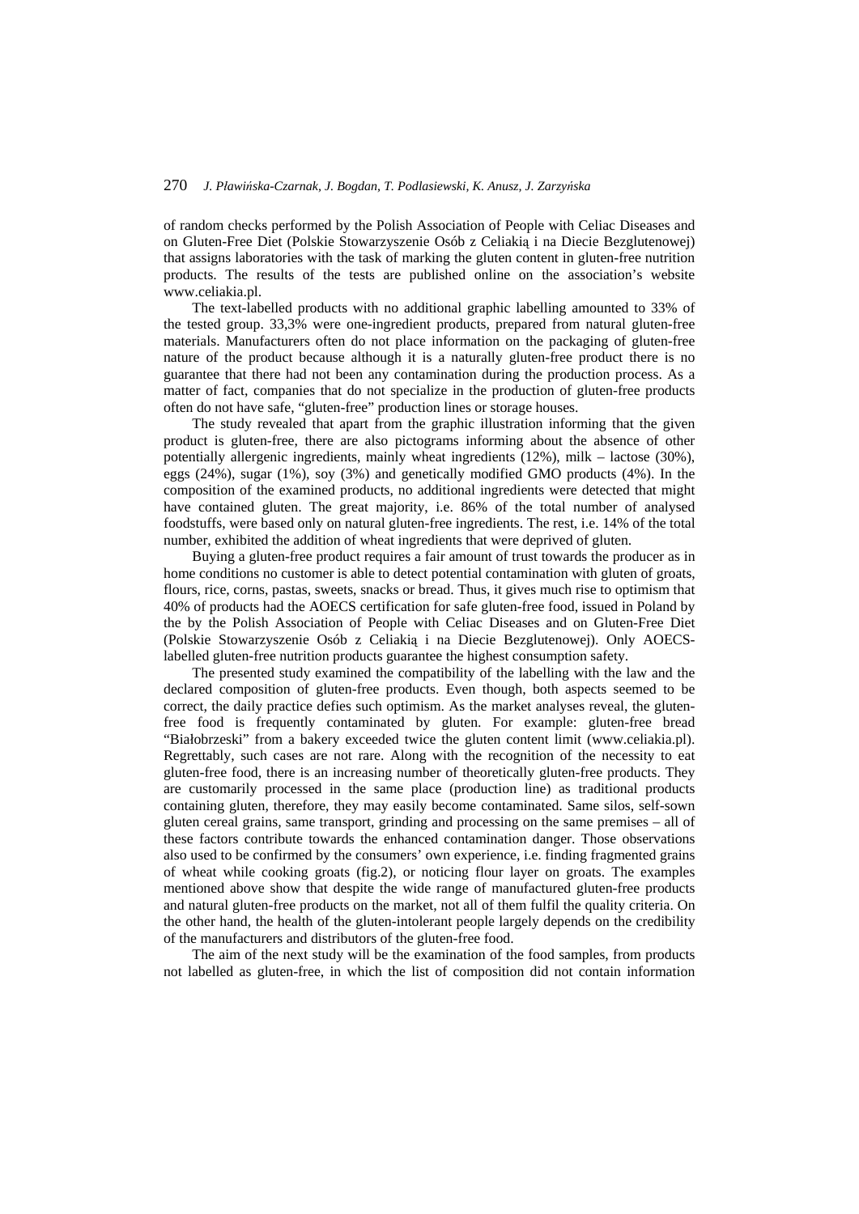of random checks performed by the Polish Association of People with Celiac Diseases and on Gluten-Free Diet (Polskie Stowarzyszenie Osób z Celiakią i na Diecie Bezglutenowej) that assigns laboratories with the task of marking the gluten content in gluten-free nutrition products. The results of the tests are published online on the association's website www.celiakia.pl.

The text-labelled products with no additional graphic labelling amounted to 33% of the tested group. 33,3% were one-ingredient products, prepared from natural gluten-free materials. Manufacturers often do not place information on the packaging of gluten-free nature of the product because although it is a naturally gluten-free product there is no guarantee that there had not been any contamination during the production process. As a matter of fact, companies that do not specialize in the production of gluten-free products often do not have safe, "gluten-free" production lines or storage houses.

The study revealed that apart from the graphic illustration informing that the given product is gluten-free, there are also pictograms informing about the absence of other potentially allergenic ingredients, mainly wheat ingredients (12%), milk – lactose (30%), eggs (24%), sugar (1%), soy (3%) and genetically modified GMO products (4%). In the composition of the examined products, no additional ingredients were detected that might have contained gluten. The great majority, i.e. 86% of the total number of analysed foodstuffs, were based only on natural gluten-free ingredients. The rest, i.e. 14% of the total number, exhibited the addition of wheat ingredients that were deprived of gluten.

Buying a gluten-free product requires a fair amount of trust towards the producer as in home conditions no customer is able to detect potential contamination with gluten of groats, flours, rice, corns, pastas, sweets, snacks or bread. Thus, it gives much rise to optimism that 40% of products had the AOECS certification for safe gluten-free food, issued in Poland by the by the Polish Association of People with Celiac Diseases and on Gluten-Free Diet (Polskie Stowarzyszenie Osób z Celiakią i na Diecie Bezglutenowej). Only AOECS-labelled gluten-free nutrition products guarantee the highest consumption safety.

The presented study examined the compatibility of the labelling with the law and the declared composition of gluten-free products. Even though, both aspects seemed to be correct, the daily practice defies such optimism. As the market analyses reveal, the gluten-free food is frequently contaminated by gluten. For example: gluten-free bread "Białobrzeski" from a bakery exceeded twice the gluten content limit (www.celiakia.pl). Regrettably, such cases are not rare. Along with the recognition of the necessity to eat gluten-free food, there is an increasing number of theoretically gluten-free products. They are customarily processed in the same place (production line) as traditional products containing gluten, therefore, they may easily become contaminated. Same silos, self-sown gluten cereal grains, same transport, grinding and processing on the same premises – all of these factors contribute towards the enhanced contamination danger. Those observations also used to be confirmed by the consumers' own experience, i.e. finding fragmented grains of wheat while cooking groats (fig.2), or noticing flour layer on groats. The examples mentioned above show that despite the wide range of manufactured gluten-free products and natural gluten-free products on the market, not all of them fulfil the quality criteria. On the other hand, the health of the gluten-intolerant people largely depends on the credibility of the manufacturers and distributors of the gluten-free food.

The aim of the next study will be the examination of the food samples, from products not labelled as gluten-free, in which the list of composition did not contain information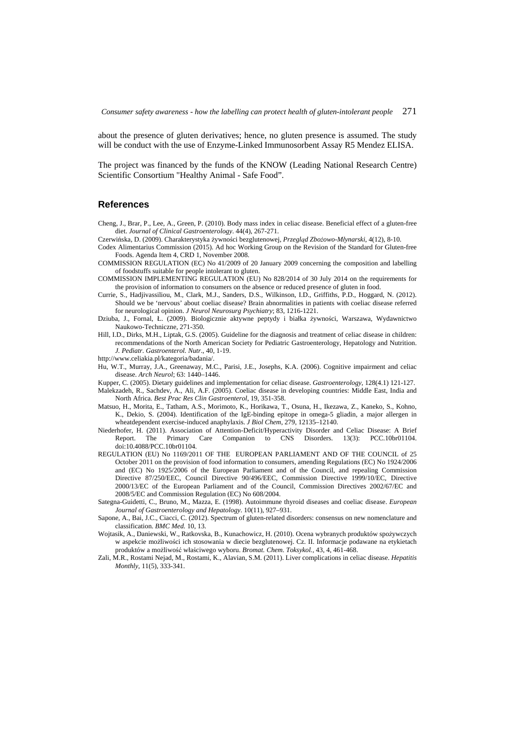about the presence of gluten derivatives; hence, no gluten presence is assumed. The study will be conduct with the use of Enzyme-Linked Immunosorbent Assay R5 Mendez ELISA.

The project was financed by the funds of the KNOW (Leading National Research Centre) Scientific Consortium "Healthy Animal - Safe Food".

## References

Cheng, J., Brar, P., Lee, A., Green, P. (2010). Body mass index in celiac disease. Beneficial effect of a gluten-free diet. *Journal of Clinical Gastroenterology*. 44(4), 267-271.

Czerwińska, D. (2009). Charakterystyka żywności bezglutenowej, *Przegląd Zbożowo-Młynarski*, 4(12), 8-10.

Codex Alimentarius Commission (2015). Ad hoc Working Group on the Revision of the Standard for Gluten-free Foods. Agenda Item 4, CRD 1, November 2008.

COMMISSION REGULATION (EC) No 41/2009 of 20 January 2009 concerning the composition and labelling of foodstuffs suitable for people intolerant to gluten.

COMMISSION IMPLEMENTING REGULATION (EU) No 828/2014 of 30 July 2014 on the requirements for the provision of information to consumers on the absence or reduced presence of gluten in food.

Currie, S., Hadjivassiliou, M., Clark, M.J., Sanders, D.S., Wilkinson, I.D., Griffiths, P.D., Hoggard, N. (2012). Should we be 'nervous' about coeliac disease? Brain abnormalities in patients with coeliac disease referred for neurological opinion. *J Neurol Neurosurg Psychiatry*; 83, 1216-1221.

Dziuba, J., Fornal, Ł. (2009). Biologicznie aktywne peptydy i białka żywności, Warszawa, Wydawnictwo Naukowo-Techniczne, 271-350.

Hill, I.D., Dirks, M.H., Liptak, G.S. (2005). Guideline for the diagnosis and treatment of celiac disease in children: recommendations of the North American Society for Pediatric Gastroenterology, Hepatology and Nutrition. *J. Pediatr. Gastroenterol. Nutr*., 40, 1-19.

http://www.celiakia.pl/kategoria/badania/.

Hu, W.T., Murray, J.A., Greenaway, M.C., Parisi, J.E., Josephs, K.A. (2006). Cognitive impairment and celiac disease. *Arch Neurol*; 63: 1440–1446.

Kupper, C. (2005). Dietary guidelines and implementation for celiac disease. *Gastroenterology*, 128(4.1) 121-127.

Malekzadeh, R., Sachdev, A., Ali, A.F. (2005). Coeliac disease in developing countries: Middle East, India and North Africa. *Best Prac Res Clin Gastroenterol*, 19, 351-358.

Matsuo, H., Morita, E., Tatham, A.S., Morimoto, K., Horikawa, T., Osuna, H., Ikezawa, Z., Kaneko, S., Kohno, K., Dekio, S. (2004). Identification of the IgE-binding epitope in omega-5 gliadin, a major allergen in wheatdependent exercise-induced anaphylaxis. *J Biol Chem*, 279, 12135–12140.

Niederhofer, H. (2011). Association of Attention-Deficit/Hyperactivity Disorder and Celiac Disease: A Brief Report. The Primary Care Companion to CNS Disorders. 13(3): PCC.10br01104. doi:10.4088/PCC.10br01104.

REGULATION (EU) No 1169/2011 OF THE EUROPEAN PARLIAMENT AND OF THE COUNCIL of 25 October 2011 on the provision of food information to consumers, amending Regulations (EC) No 1924/2006 and (EC) No 1925/2006 of the European Parliament and of the Council, and repealing Commission Directive 87/250/EEC, Council Directive 90/496/EEC, Commission Directive 1999/10/EC, Directive 2000/13/EC of the European Parliament and of the Council, Commission Directives 2002/67/EC and 2008/5/EC and Commission Regulation (EC) No 608/2004.

Sategna-Guidetti, C., Bruno, M., Mazza, E. (1998). Autoimmune thyroid diseases and coeliac disease. *European Journal of Gastroenterology and Hepatology*. 10(11), 927–931.

Sapone, A., Bai, J.C., Ciacci, C. (2012). Spectrum of gluten-related disorders: consensus on new nomenclature and classification. *BMC Med.* 10, 13.

Wojtasik, A., Daniewski, W., Ratkovska, B., Kunachowicz, H. (2010). Ocena wybranych produktów spożywczych w aspekcie możliwości ich stosowania w diecie bezglutenowej. Cz. II. Informacje podawane na etykietach produktów a możliwość właściwego wyboru. *Bromat. Chem. Toksykol.*, 43, 4, 461-468.

Zali, M.R., Rostami Nejad, M., Rostami, K., Alavian, S.M. (2011). Liver complications in celiac disease. *Hepatitis Monthly*, 11(5), 333-341.